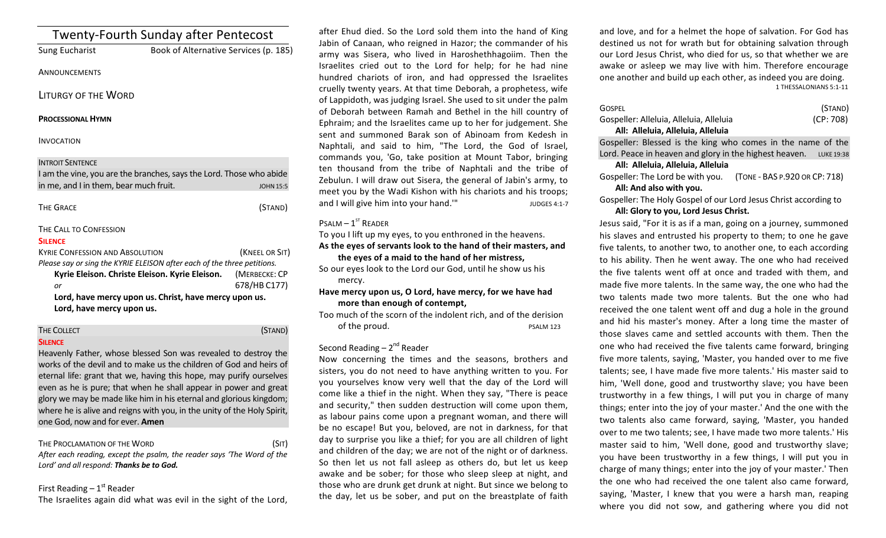# Twenty-Fourth Sunday after Pentecost

Sung Eucharist — Book of Alternative Services (p. 185)

ANNOUNCEMENTS

## LITURGY OF THE WORD

**PROCESSIONAL HYMN**

INVOCATION

INTROIT SENTENCE

I am the vine, you are the branches, says the Lord. Those who abide in me, and I in them, bear much fruit. JOHN 15:5

THE GRACE (STAND)

THE CALL TO CONFESSION

**SILENCE**

KYRIE CONFESSION AND ABSOLUTION (KNEEL OR SIT)

*Please say or sing the KYRIE ELEISON after each of the three petitions.*

**Kyrie Eleison. Christe Eleison. Kyrie Eleison.** (MERBECKE: CP 678/HB C177)

*or*

**Lord, have mercy upon us. Christ, have mercy upon us. Lord, have mercy upon us.**

THE COLLECT (STAND)

**SILENCE**

Heavenly Father, whose blessed Son was revealed to destroy the works of the devil and to make us the children of God and heirs of eternal life: grant that we, having this hope, may purify ourselves even as he is pure; that when he shall appear in power and great glory we may be made like him in his eternal and glorious kingdom; where he is alive and reigns with you, in the unity of the Holy Spirit, one God, now and for ever. **Amen**

THE PROCLAMATION OF THE WORD (SIT)

*After each reading, except the psalm, the reader says 'The Word of the Lord' and all respond: **Thanks be to God.***

First Reading – 1[st] Reader

The Israelites again did what was evil in the sight of the Lord, after Ehud died. So the Lord sold them into the hand of King Jabin of Canaan, who reigned in Hazor; the commander of his army was Sisera, who lived in Haroshethhagoiim. Then the Israelites cried out to the Lord for help; for he had nine hundred chariots of iron, and had oppressed the Israelites cruelly twenty years. At that time Deborah, a prophetess, wife of Lappidoth, was judging Israel. She used to sit under the palm of Deborah between Ramah and Bethel in the hill country of Ephraim; and the Israelites came up to her for judgement. She sent and summoned Barak son of Abinoam from Kedesh in Naphtali, and said to him, "The Lord, the God of Israel, commands you, 'Go, take position at Mount Tabor, bringing ten thousand from the tribe of Naphtali and the tribe of Zebulun. I will draw out Sisera, the general of Jabin's army, to meet you by the Wadi Kishon with his chariots and his troops; and I will give him into your hand.'" JUDGES 4:1-7

PSALM – 1[ST] READER

To you I lift up my eyes, to you enthroned in the heavens.

**As the eyes of servants look to the hand of their masters, and the eyes of a maid to the hand of her mistress,**

So our eyes look to the Lord our God, until he show us his mercy.

**Have mercy upon us, O Lord, have mercy, for we have had more than enough of contempt,**

Too much of the scorn of the indolent rich, and of the derision of the proud. PSALM 123

Second Reading – 2[nd] Reader

Now concerning the times and the seasons, brothers and sisters, you do not need to have anything written to you. For you yourselves know very well that the day of the Lord will come like a thief in the night. When they say, "There is peace and security," then sudden destruction will come upon them, as labour pains come upon a pregnant woman, and there will be no escape! But you, beloved, are not in darkness, for that day to surprise you like a thief; for you are all children of light and children of the day; we are not of the night or of darkness. So then let us not fall asleep as others do, but let us keep awake and be sober; for those who sleep sleep at night, and those who are drunk get drunk at night. But since we belong to the day, let us be sober, and put on the breastplate of faith and love, and for a helmet the hope of salvation. For God has destined us not for wrath but for obtaining salvation through our Lord Jesus Christ, who died for us, so that whether we are awake or asleep we may live with him. Therefore encourage one another and build up each other, as indeed you are doing. 1 THESSALONIANS 5:1-11

GOSPEL (STAND)

Gospeller: Alleluia, Alleluia, Alleluia (CP: 708)

**All: Alleluia, Alleluia, Alleluia**

Gospeller: Blessed is the king who comes in the name of the Lord. Peace in heaven and glory in the highest heaven. LUKE 19:38

**All: Alleluia, Alleluia, Alleluia**

Gospeller: The Lord be with you. (TONE - BAS P.920 OR CP: 718)

**All: And also with you.**

Gospeller: The Holy Gospel of our Lord Jesus Christ according to

**All: Glory to you, Lord Jesus Christ.**

Jesus said, "For it is as if a man, going on a journey, summoned his slaves and entrusted his property to them; to one he gave five talents, to another two, to another one, to each according to his ability. Then he went away. The one who had received the five talents went off at once and traded with them, and made five more talents. In the same way, the one who had the two talents made two more talents. But the one who had received the one talent went off and dug a hole in the ground and hid his master's money. After a long time the master of those slaves came and settled accounts with them. Then the one who had received the five talents came forward, bringing five more talents, saying, 'Master, you handed over to me five talents; see, I have made five more talents.' His master said to him, 'Well done, good and trustworthy slave; you have been trustworthy in a few things, I will put you in charge of many things; enter into the joy of your master.' And the one with the two talents also came forward, saying, 'Master, you handed over to me two talents; see, I have made two more talents.' His master said to him, 'Well done, good and trustworthy slave; you have been trustworthy in a few things, I will put you in charge of many things; enter into the joy of your master.' Then the one who had received the one talent also came forward, saying, 'Master, I knew that you were a harsh man, reaping where you did not sow, and gathering where you did not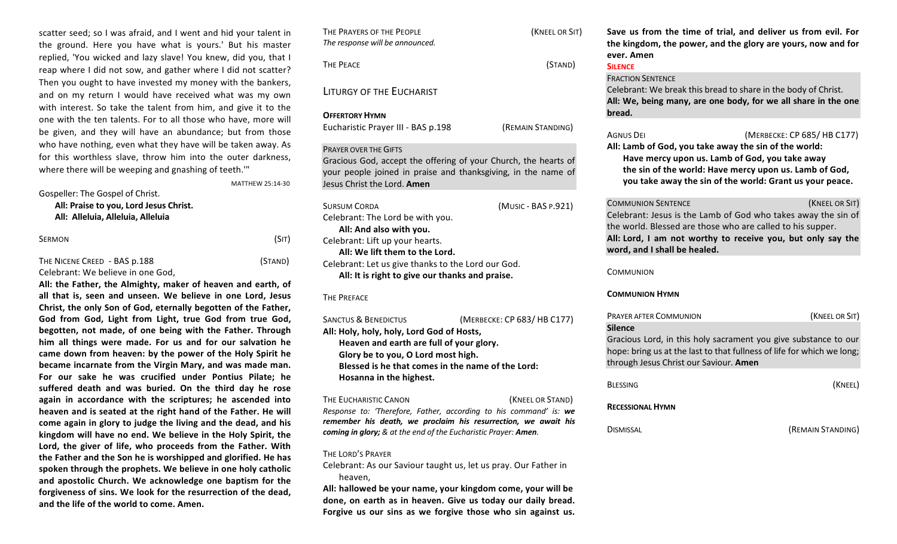scatter seed; so I was afraid, and I went and hid your talent in the ground. Here you have what is yours.' But his master replied, 'You wicked and lazy slave! You knew, did you, that I reap where I did not sow, and gather where I did not scatter? Then you ought to have invested my money with the bankers, and on my return I would have received what was my own with interest. So take the talent from him, and give it to the one with the ten talents. For to all those who have, more will be given, and they will have an abundance; but from those who have nothing, even what they have will be taken away. As for this worthless slave, throw him into the outer darkness, where there will be weeping and gnashing of teeth.'"

MATTHEW 25:14-30

Gospeller: The Gospel of Christ.

**All: Praise to you, Lord Jesus Christ.**
**All: Alleluia, Alleluia, Alleluia**

SERMON (SIT)

THE NICENE CREED - BAS p.188 (STAND)

Celebrant: We believe in one God,

**All: the Father, the Almighty, maker of heaven and earth, of all that is, seen and unseen. We believe in one Lord, Jesus Christ, the only Son of God, eternally begotten of the Father, God from God, Light from Light, true God from true God, begotten, not made, of one being with the Father. Through him all things were made. For us and for our salvation he came down from heaven: by the power of the Holy Spirit he became incarnate from the Virgin Mary, and was made man. For our sake he was crucified under Pontius Pilate; he suffered death and was buried. On the third day he rose again in accordance with the scriptures; he ascended into heaven and is seated at the right hand of the Father. He will come again in glory to judge the living and the dead, and his kingdom will have no end. We believe in the Holy Spirit, the Lord, the giver of life, who proceeds from the Father. With the Father and the Son he is worshipped and glorified. He has spoken through the prophets. We believe in one holy catholic and apostolic Church. We acknowledge one baptism for the forgiveness of sins. We look for the resurrection of the dead, and the life of the world to come. Amen.**

THE PRAYERS OF THE PEOPLE (KNEEL OR SIT)
*The response will be announced.*

THE PEACE (STAND)

## LITURGY OF THE EUCHARIST

**OFFERTORY HYMN**
Eucharistic Prayer III - BAS p.198 (REMAIN STANDING)

PRAYER OVER THE GIFTS
Gracious God, accept the offering of your Church, the hearts of your people joined in praise and thanksgiving, in the name of Jesus Christ the Lord. **Amen**

SURSUM CORDA (MUSIC - BAS P.921)

Celebrant: The Lord be with you.
**All: And also with you.**
Celebrant: Lift up your hearts.
**All: We lift them to the Lord.**
Celebrant: Let us give thanks to the Lord our God.
**All: It is right to give our thanks and praise.**

THE PREFACE

SANCTUS & BENEDICTUS (MERBECKE: CP 683/ HB C177)

**All: Holy, holy, holy, Lord God of Hosts,**
**Heaven and earth are full of your glory.**
**Glory be to you, O Lord most high.**
**Blessed is he that comes in the name of the Lord:**
**Hosanna in the highest.**

THE EUCHARISTIC CANON (KNEEL OR STAND)
*Response to: 'Therefore, Father, according to his command' is:* ***we remember his death, we proclaim his resurrection, we await his coming in glory;*** *& at the end of the Eucharistic Prayer:* ***Amen****.*

THE LORD'S PRAYER
Celebrant: As our Saviour taught us, let us pray. Our Father in heaven,

**All: hallowed be your name, your kingdom come, your will be done, on earth as in heaven. Give us today our daily bread. Forgive us our sins as we forgive those who sin against us. Save us from the time of trial, and deliver us from evil. For the kingdom, the power, and the glory are yours, now and for ever. Amen**

**SILENCE**

FRACTION SENTENCE
Celebrant: We break this bread to share in the body of Christ.
**All: We, being many, are one body, for we all share in the one bread.**

AGNUS DEI (MERBECKE: CP 685/ HB C177)

**All: Lamb of God, you take away the sin of the world:**
**Have mercy upon us. Lamb of God, you take away the sin of the world: Have mercy upon us. Lamb of God, you take away the sin of the world: Grant us your peace.**

COMMUNION SENTENCE (KNEEL OR SIT)
Celebrant: Jesus is the Lamb of God who takes away the sin of the world. Blessed are those who are called to his supper.
**All: Lord, I am not worthy to receive you, but only say the word, and I shall be healed.**

COMMUNION

**COMMUNION HYMN**

PRAYER AFTER COMMUNION (KNEEL OR SIT)

**Silence**

Gracious Lord, in this holy sacrament you give substance to our hope: bring us at the last to that fullness of life for which we long; through Jesus Christ our Saviour. **Amen**

BLESSING (KNEEL)

**RECESSIONAL HYMN**

DISMISSAL (REMAIN STANDING)